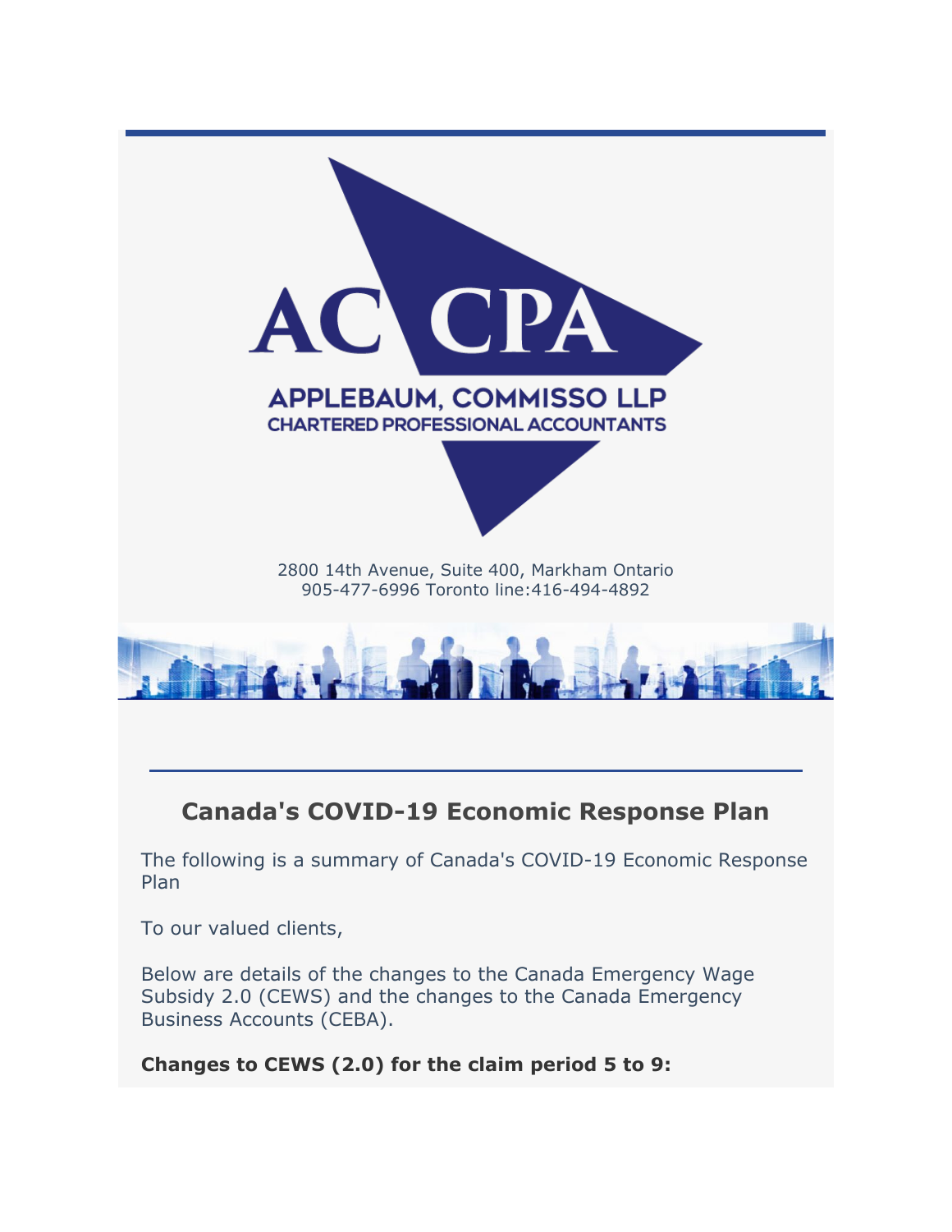AC CPA

APPLEBAUM, COMMISSO LLP
CHARTERED PROFESSIONAL ACCOUNTANTS

2800 14th Avenue, Suite 400, Markham Ontario
905-477-6996 Toronto line:416-494-4892

## Canada's COVID-19 Economic Response Plan

The following is a summary of Canada's COVID-19 Economic Response Plan

To our valued clients,

Below are details of the changes to the Canada Emergency Wage Subsidy 2.0 (CEWS) and the changes to the Canada Emergency Business Accounts (CEBA).

**Changes to CEWS (2.0) for the claim period 5 to 9:**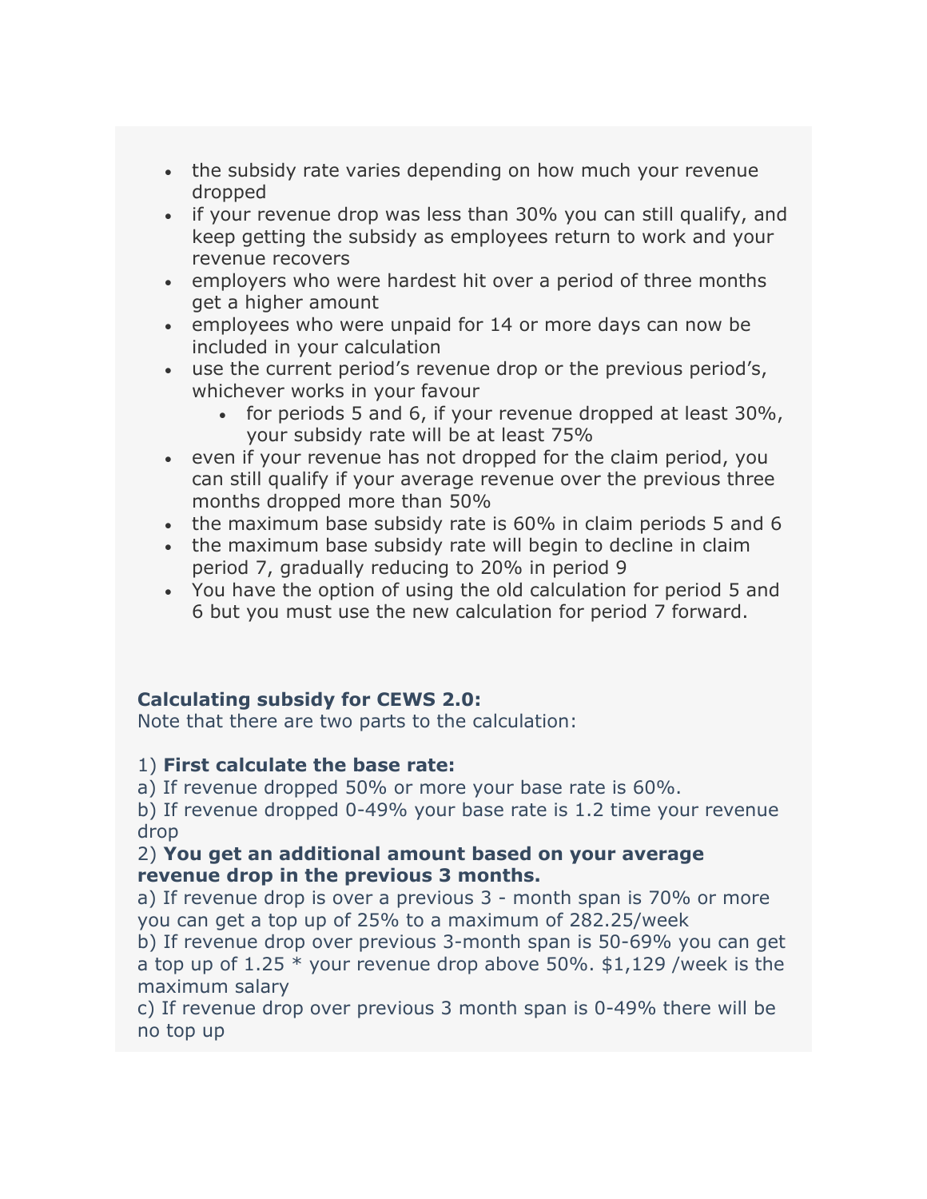- the subsidy rate varies depending on how much your revenue dropped
- if your revenue drop was less than 30% you can still qualify, and keep getting the subsidy as employees return to work and your revenue recovers
- employers who were hardest hit over a period of three months get a higher amount
- employees who were unpaid for 14 or more days can now be included in your calculation
- use the current period's revenue drop or the previous period's, whichever works in your favour
  - for periods 5 and 6, if your revenue dropped at least 30%, your subsidy rate will be at least 75%
- even if your revenue has not dropped for the claim period, you can still qualify if your average revenue over the previous three months dropped more than 50%
- the maximum base subsidy rate is 60% in claim periods 5 and 6
- the maximum base subsidy rate will begin to decline in claim period 7, gradually reducing to 20% in period 9
- You have the option of using the old calculation for period 5 and 6 but you must use the new calculation for period 7 forward.

**Calculating subsidy for CEWS 2.0:**
Note that there are two parts to the calculation:

1) **First calculate the base rate:**
a) If revenue dropped 50% or more your base rate is 60%.
b) If revenue dropped 0-49% your base rate is 1.2 time your revenue drop
2) **You get an additional amount based on your average revenue drop in the previous 3 months.**
a) If revenue drop is over a previous 3 - month span is 70% or more you can get a top up of 25% to a maximum of 282.25/week
b) If revenue drop over previous 3-month span is 50-69% you can get a top up of 1.25 * your revenue drop above 50%. $1,129 /week is the maximum salary
c) If revenue drop over previous 3 month span is 0-49% there will be no top up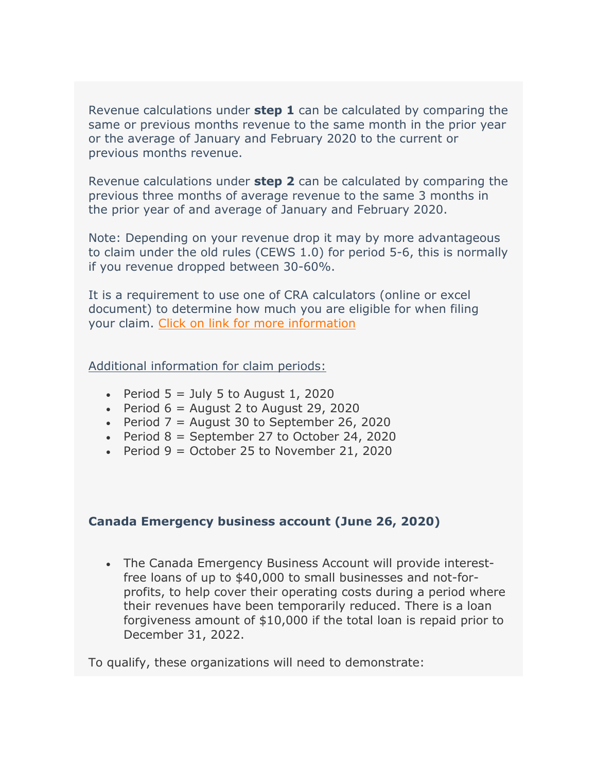Revenue calculations under **step 1** can be calculated by comparing the same or previous months revenue to the same month in the prior year or the average of January and February 2020 to the current or previous months revenue.

Revenue calculations under **step 2** can be calculated by comparing the previous three months of average revenue to the same 3 months in the prior year of and average of January and February 2020.

Note: Depending on your revenue drop it may by more advantageous to claim under the old rules (CEWS 1.0) for period 5-6, this is normally if you revenue dropped between 30-60%.

It is a requirement to use one of CRA calculators (online or excel document) to determine how much you are eligible for when filing your claim. Click on link for more information

Additional information for claim periods:

- Period 5 = July 5 to August 1, 2020
- Period 6 = August 2 to August 29, 2020
- Period 7 = August 30 to September 26, 2020
- Period 8 = September 27 to October 24, 2020
- Period 9 = October 25 to November 21, 2020

**Canada Emergency business account (June 26, 2020)**

- The Canada Emergency Business Account will provide interest-free loans of up to $40,000 to small businesses and not-for-profits, to help cover their operating costs during a period where their revenues have been temporarily reduced. There is a loan forgiveness amount of $10,000 if the total loan is repaid prior to December 31, 2022.

To qualify, these organizations will need to demonstrate: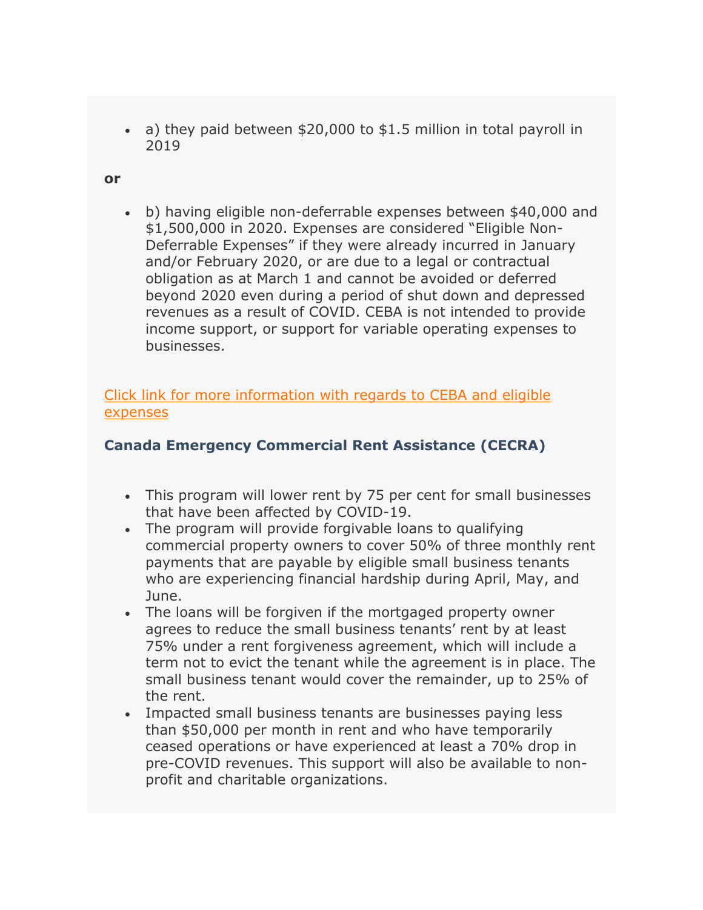- a) they paid between $20,000 to $1.5 million in total payroll in 2019

**or**

- b) having eligible non-deferrable expenses between $40,000 and $1,500,000 in 2020. Expenses are considered "Eligible Non-Deferrable Expenses" if they were already incurred in January and/or February 2020, or are due to a legal or contractual obligation as at March 1 and cannot be avoided or deferred beyond 2020 even during a period of shut down and depressed revenues as a result of COVID. CEBA is not intended to provide income support, or support for variable operating expenses to businesses.

Click link for more information with regards to CEBA and eligible expenses

### Canada Emergency Commercial Rent Assistance (CECRA)

- This program will lower rent by 75 per cent for small businesses that have been affected by COVID-19.
- The program will provide forgivable loans to qualifying commercial property owners to cover 50% of three monthly rent payments that are payable by eligible small business tenants who are experiencing financial hardship during April, May, and June.
- The loans will be forgiven if the mortgaged property owner agrees to reduce the small business tenants' rent by at least 75% under a rent forgiveness agreement, which will include a term not to evict the tenant while the agreement is in place. The small business tenant would cover the remainder, up to 25% of the rent.
- Impacted small business tenants are businesses paying less than $50,000 per month in rent and who have temporarily ceased operations or have experienced at least a 70% drop in pre-COVID revenues. This support will also be available to non-profit and charitable organizations.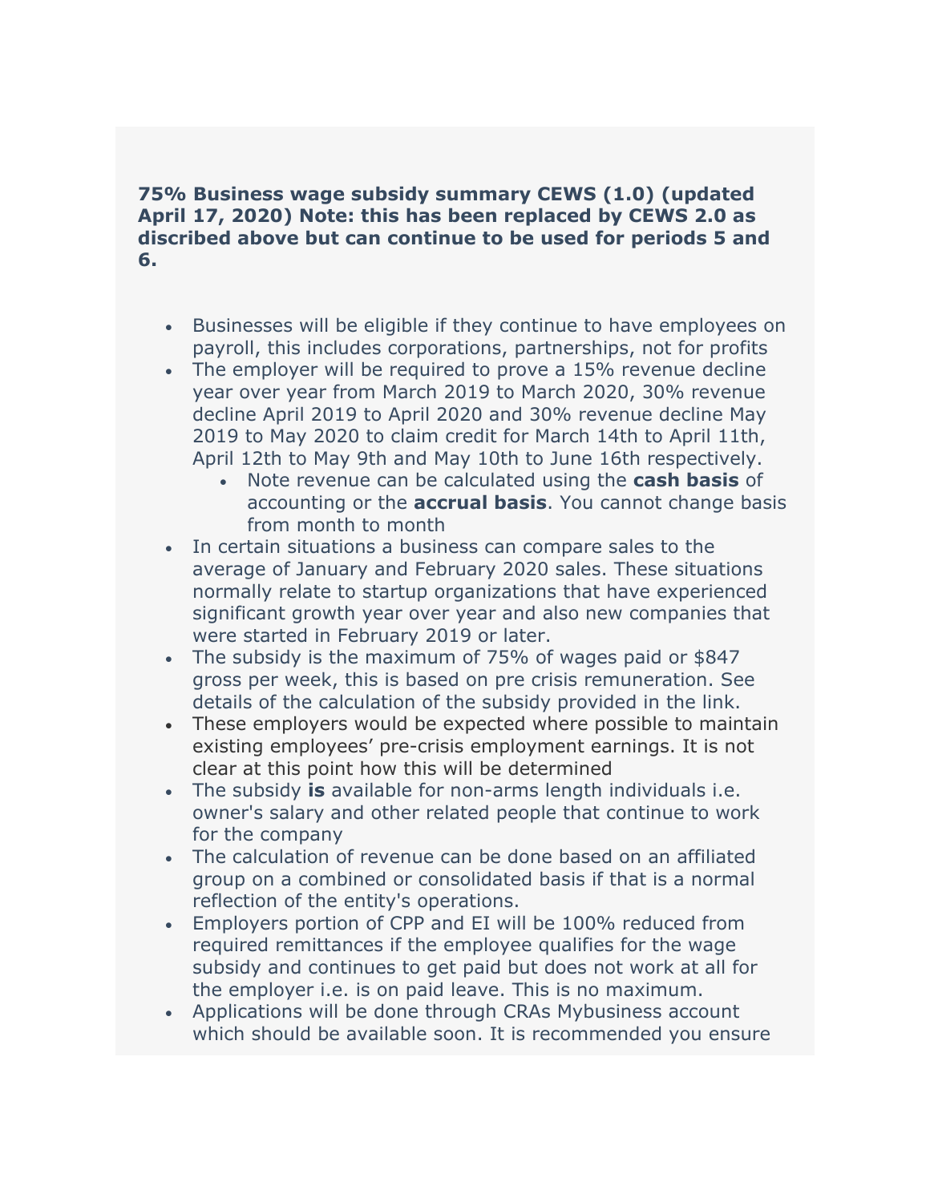**75% Business wage subsidy summary CEWS (1.0) (updated April 17, 2020) Note: this has been replaced by CEWS 2.0 as discribed above but can continue to be used for periods 5 and 6.**

- Businesses will be eligible if they continue to have employees on payroll, this includes corporations, partnerships, not for profits
- The employer will be required to prove a 15% revenue decline year over year from March 2019 to March 2020, 30% revenue decline April 2019 to April 2020 and 30% revenue decline May 2019 to May 2020 to claim credit for March 14th to April 11th, April 12th to May 9th and May 10th to June 16th respectively.
  - Note revenue can be calculated using the **cash basis** of accounting or the **accrual basis**. You cannot change basis from month to month
- In certain situations a business can compare sales to the average of January and February 2020 sales. These situations normally relate to startup organizations that have experienced significant growth year over year and also new companies that were started in February 2019 or later.
- The subsidy is the maximum of 75% of wages paid or $847 gross per week, this is based on pre crisis remuneration. See details of the calculation of the subsidy provided in the link.
- These employers would be expected where possible to maintain existing employees' pre-crisis employment earnings. It is not clear at this point how this will be determined
- The subsidy **is** available for non-arms length individuals i.e. owner's salary and other related people that continue to work for the company
- The calculation of revenue can be done based on an affiliated group on a combined or consolidated basis if that is a normal reflection of the entity's operations.
- Employers portion of CPP and EI will be 100% reduced from required remittances if the employee qualifies for the wage subsidy and continues to get paid but does not work at all for the employer i.e. is on paid leave. This is no maximum.
- Applications will be done through CRAs Mybusiness account which should be available soon. It is recommended you ensure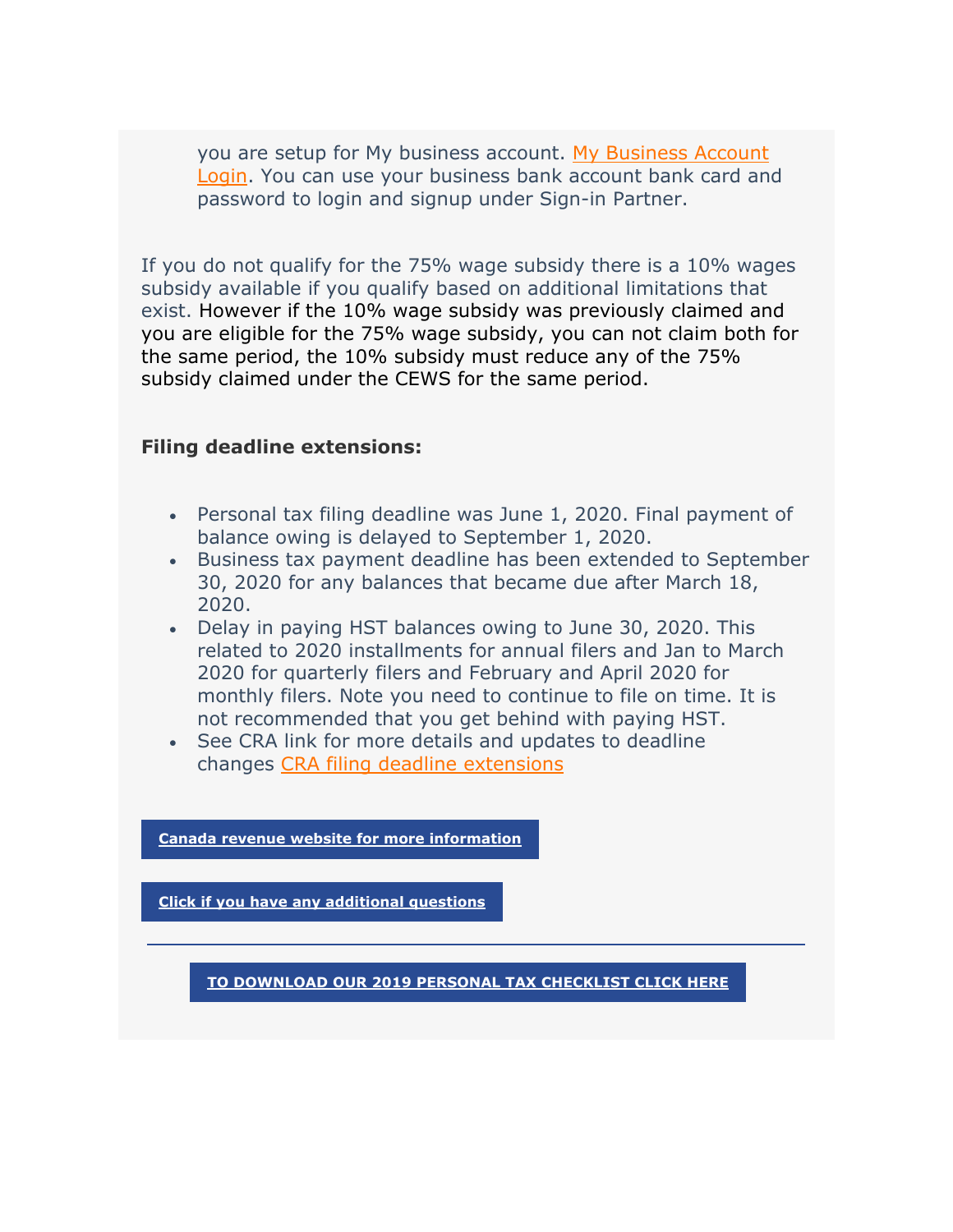you are setup for My business account. [My Business Account Login](). You can use your business bank account bank card and password to login and signup under Sign-in Partner.

If you do not qualify for the 75% wage subsidy there is a 10% wages subsidy available if you qualify based on additional limitations that exist. However if the 10% wage subsidy was previously claimed and you are eligible for the 75% wage subsidy, you can not claim both for the same period, the 10% subsidy must reduce any of the 75% subsidy claimed under the CEWS for the same period.

**Filing deadline extensions:**

- Personal tax filing deadline was June 1, 2020. Final payment of balance owing is delayed to September 1, 2020.
- Business tax payment deadline has been extended to September 30, 2020 for any balances that became due after March 18, 2020.
- Delay in paying HST balances owing to June 30, 2020. This related to 2020 installments for annual filers and Jan to March 2020 for quarterly filers and February and April 2020 for monthly filers. Note you need to continue to file on time. It is not recommended that you get behind with paying HST.
- See CRA link for more details and updates to deadline changes CRA filing deadline extensions

**Canada revenue website for more information**

**Click if you have any additional questions**

---

**TO DOWNLOAD OUR 2019 PERSONAL TAX CHECKLIST CLICK HERE**